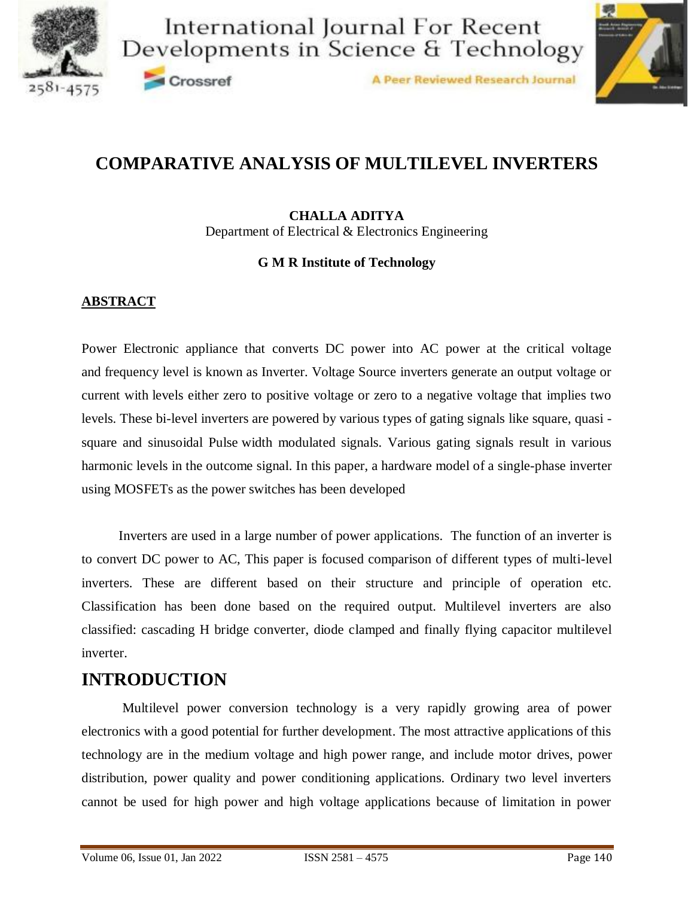# COMPARATIVE ANALYSIS OF MULTILEVEL INVERTERS

**CHALLA ADITYA**

Department of Electrical & Electronics Engineering

**G M R Institute of Technology**

## ABSTRACT

Power Electronic appliance that converts DC power into AC power at the critical voltage and frequency level is known as Inverter. Voltage Source inverters generate an output voltage or current with levels either zero to positive voltage or zero to a negative voltage that implies two levels. These bi-level inverters are powered by various types of gating signals like square, quasi - square and sinusoidal Pulse width modulated signals. Various gating signals result in various harmonic levels in the outcome signal. In this paper, a hardware model of a single-phase inverter using MOSFETs as the power switches has been developed

Inverters are used in a large number of power applications. The function of an inverter is to convert DC power to AC, This paper is focused comparison of different types of multi-level inverters. These are different based on their structure and principle of operation etc. Classification has been done based on the required output. Multilevel inverters are also classified: cascading H bridge converter, diode clamped and finally flying capacitor multilevel inverter.

## INTRODUCTION

Multilevel power conversion technology is a very rapidly growing area of power electronics with a good potential for further development. The most attractive applications of this technology are in the medium voltage and high power range, and include motor drives, power distribution, power quality and power conditioning applications. Ordinary two level inverters cannot be used for high power and high voltage applications because of limitation in power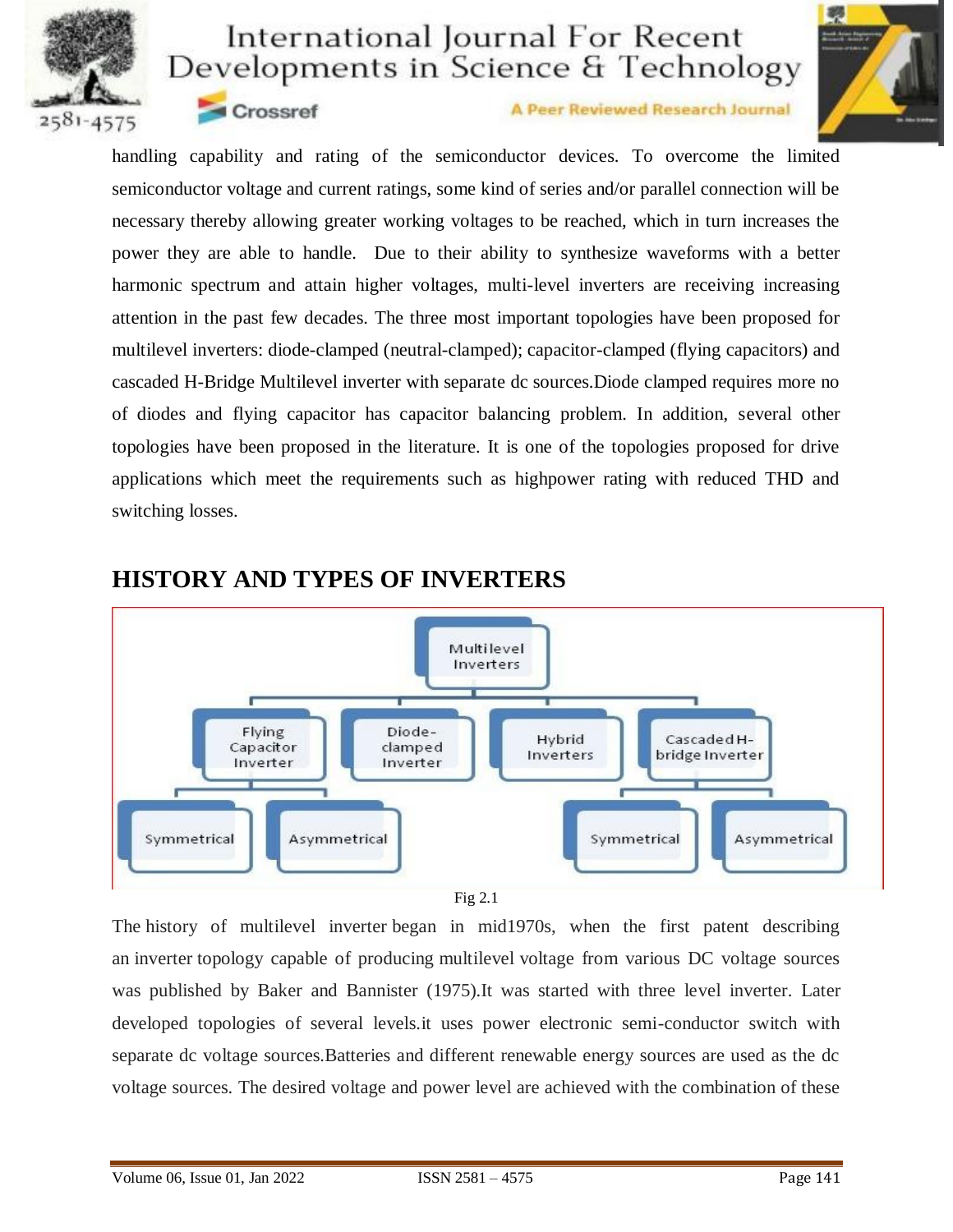handling capability and rating of the semiconductor devices. To overcome the limited semiconductor voltage and current ratings, some kind of series and/or parallel connection will be necessary thereby allowing greater working voltages to be reached, which in turn increases the power they are able to handle. Due to their ability to synthesize waveforms with a better harmonic spectrum and attain higher voltages, multi-level inverters are receiving increasing attention in the past few decades. The three most important topologies have been proposed for multilevel inverters: diode-clamped (neutral-clamped); capacitor-clamped (flying capacitors) and cascaded H-Bridge Multilevel inverter with separate dc sources.Diode clamped requires more no of diodes and flying capacitor has capacitor balancing problem. In addition, several other topologies have been proposed in the literature. It is one of the topologies proposed for drive applications which meet the requirements such as highpower rating with reduced THD and switching losses.

## HISTORY AND TYPES OF INVERTERS

Multilevel Inverters

Flying Capacitor Inverter — Symmetrical, Asymmetrical

Diode-clamped Inverter

Hybrid Inverters

Cascaded H-bridge Inverter — Symmetrical, Asymmetrical

Fig 2.1

The history of multilevel inverter began in mid1970s, when the first patent describing an inverter topology capable of producing multilevel voltage from various DC voltage sources was published by Baker and Bannister (1975).It was started with three level inverter. Later developed topologies of several levels.it uses power electronic semi-conductor switch with separate dc voltage sources.Batteries and different renewable energy sources are used as the dc voltage sources. The desired voltage and power level are achieved with the combination of these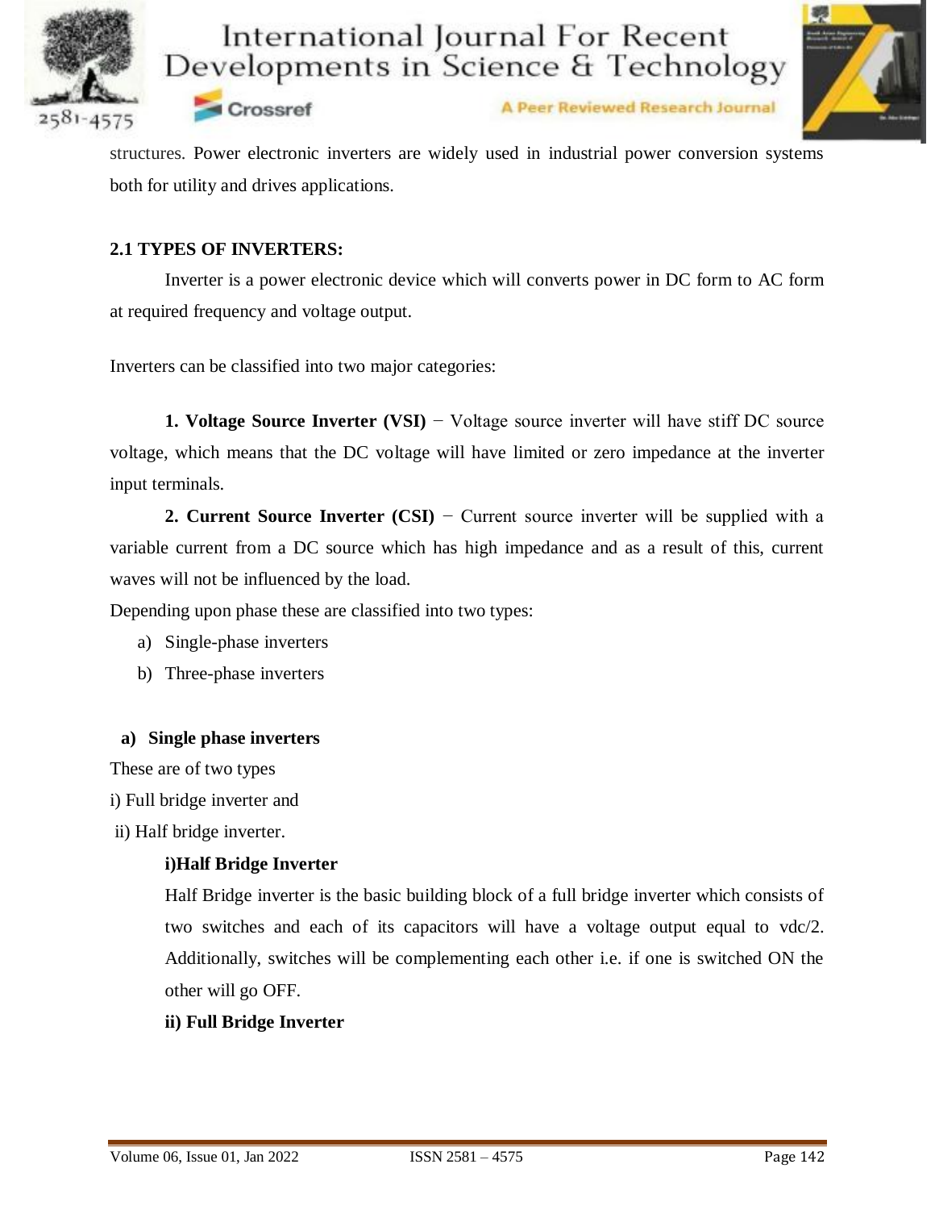structures. Power electronic inverters are widely used in industrial power conversion systems both for utility and drives applications.

## 2.1 TYPES OF INVERTERS:

Inverter is a power electronic device which will converts power in DC form to AC form at required frequency and voltage output.

Inverters can be classified into two major categories:

**1. Voltage Source Inverter (VSI)** − Voltage source inverter will have stiff DC source voltage, which means that the DC voltage will have limited or zero impedance at the inverter input terminals.

**2. Current Source Inverter (CSI)** − Current source inverter will be supplied with a variable current from a DC source which has high impedance and as a result of this, current waves will not be influenced by the load.

Depending upon phase these are classified into two types:

a) Single-phase inverters
b) Three-phase inverters

**a) Single phase inverters**

These are of two types

i) Full bridge inverter and

ii) Half bridge inverter.

**i)Half Bridge Inverter**

Half Bridge inverter is the basic building block of a full bridge inverter which consists of two switches and each of its capacitors will have a voltage output equal to vdc/2. Additionally, switches will be complementing each other i.e. if one is switched ON the other will go OFF.

**ii) Full Bridge Inverter**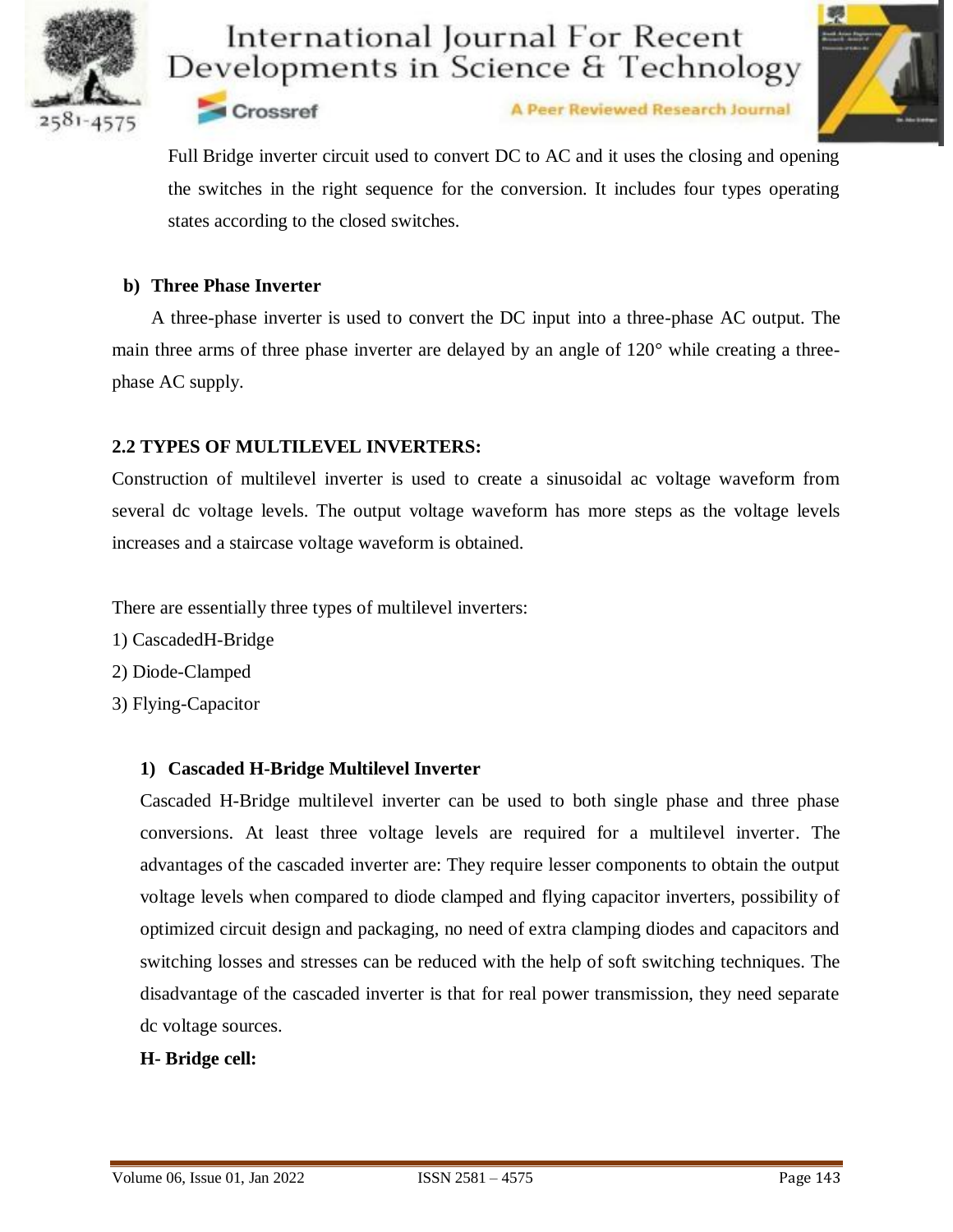Full Bridge inverter circuit used to convert DC to AC and it uses the closing and opening the switches in the right sequence for the conversion. It includes four types operating states according to the closed switches.

**b) Three Phase Inverter**

A three-phase inverter is used to convert the DC input into a three-phase AC output. The main three arms of three phase inverter are delayed by an angle of 120° while creating a three-phase AC supply.

## 2.2 TYPES OF MULTILEVEL INVERTERS:

Construction of multilevel inverter is used to create a sinusoidal ac voltage waveform from several dc voltage levels. The output voltage waveform has more steps as the voltage levels increases and a staircase voltage waveform is obtained.

There are essentially three types of multilevel inverters:

1) CascadedH-Bridge
2) Diode-Clamped
3) Flying-Capacitor

### 1) Cascaded H-Bridge Multilevel Inverter

Cascaded H-Bridge multilevel inverter can be used to both single phase and three phase conversions. At least three voltage levels are required for a multilevel inverter. The advantages of the cascaded inverter are: They require lesser components to obtain the output voltage levels when compared to diode clamped and flying capacitor inverters, possibility of optimized circuit design and packaging, no need of extra clamping diodes and capacitors and switching losses and stresses can be reduced with the help of soft switching techniques. The disadvantage of the cascaded inverter is that for real power transmission, they need separate dc voltage sources.

**H- Bridge cell:**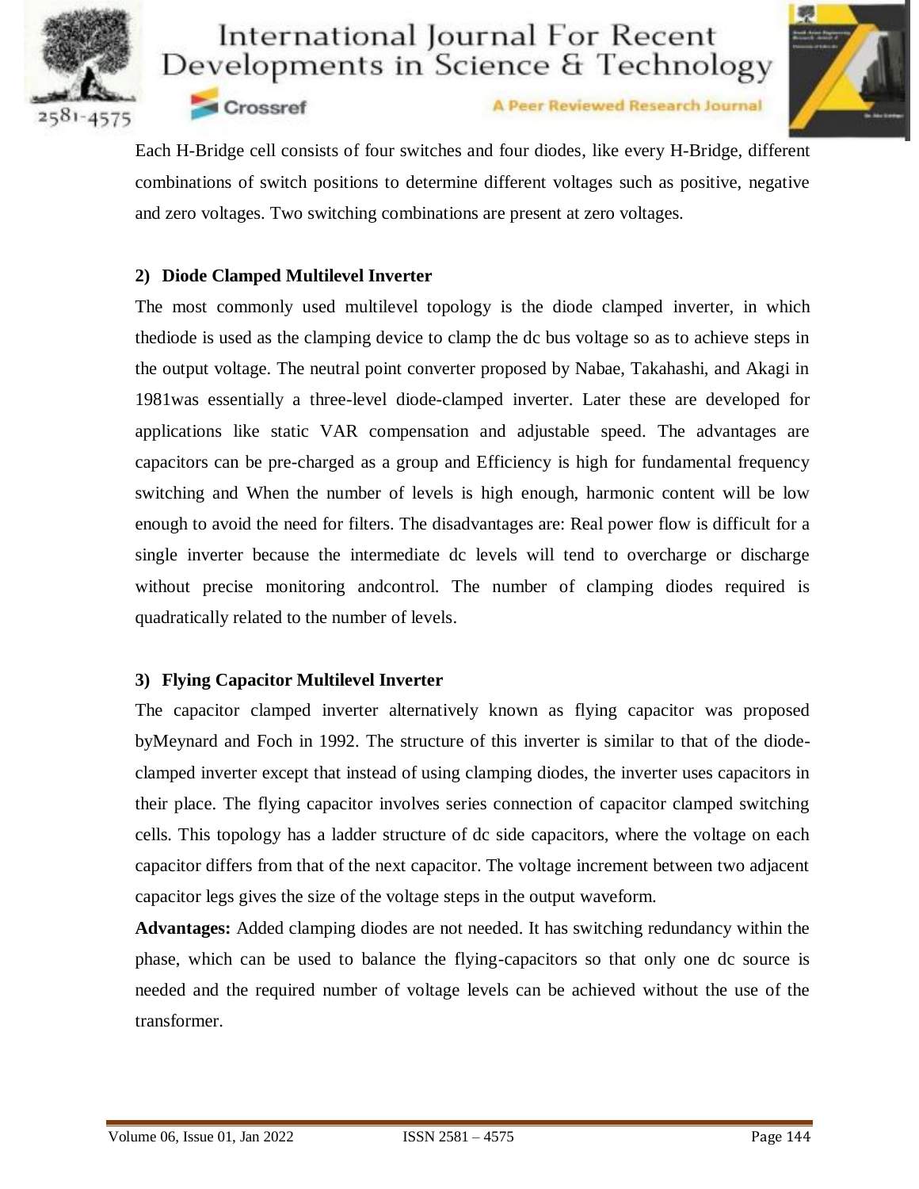Each H-Bridge cell consists of four switches and four diodes, like every H-Bridge, different combinations of switch positions to determine different voltages such as positive, negative and zero voltages. Two switching combinations are present at zero voltages.

### 2) Diode Clamped Multilevel Inverter

The most commonly used multilevel topology is the diode clamped inverter, in which thediode is used as the clamping device to clamp the dc bus voltage so as to achieve steps in the output voltage. The neutral point converter proposed by Nabae, Takahashi, and Akagi in 1981was essentially a three-level diode-clamped inverter. Later these are developed for applications like static VAR compensation and adjustable speed. The advantages are capacitors can be pre-charged as a group and Efficiency is high for fundamental frequency switching and When the number of levels is high enough, harmonic content will be low enough to avoid the need for filters. The disadvantages are: Real power flow is difficult for a single inverter because the intermediate dc levels will tend to overcharge or discharge without precise monitoring andcontrol. The number of clamping diodes required is quadratically related to the number of levels.

### 3) Flying Capacitor Multilevel Inverter

The capacitor clamped inverter alternatively known as flying capacitor was proposed byMeynard and Foch in 1992. The structure of this inverter is similar to that of the diode-clamped inverter except that instead of using clamping diodes, the inverter uses capacitors in their place. The flying capacitor involves series connection of capacitor clamped switching cells. This topology has a ladder structure of dc side capacitors, where the voltage on each capacitor differs from that of the next capacitor. The voltage increment between two adjacent capacitor legs gives the size of the voltage steps in the output waveform.

**Advantages:** Added clamping diodes are not needed. It has switching redundancy within the phase, which can be used to balance the flying-capacitors so that only one dc source is needed and the required number of voltage levels can be achieved without the use of the transformer.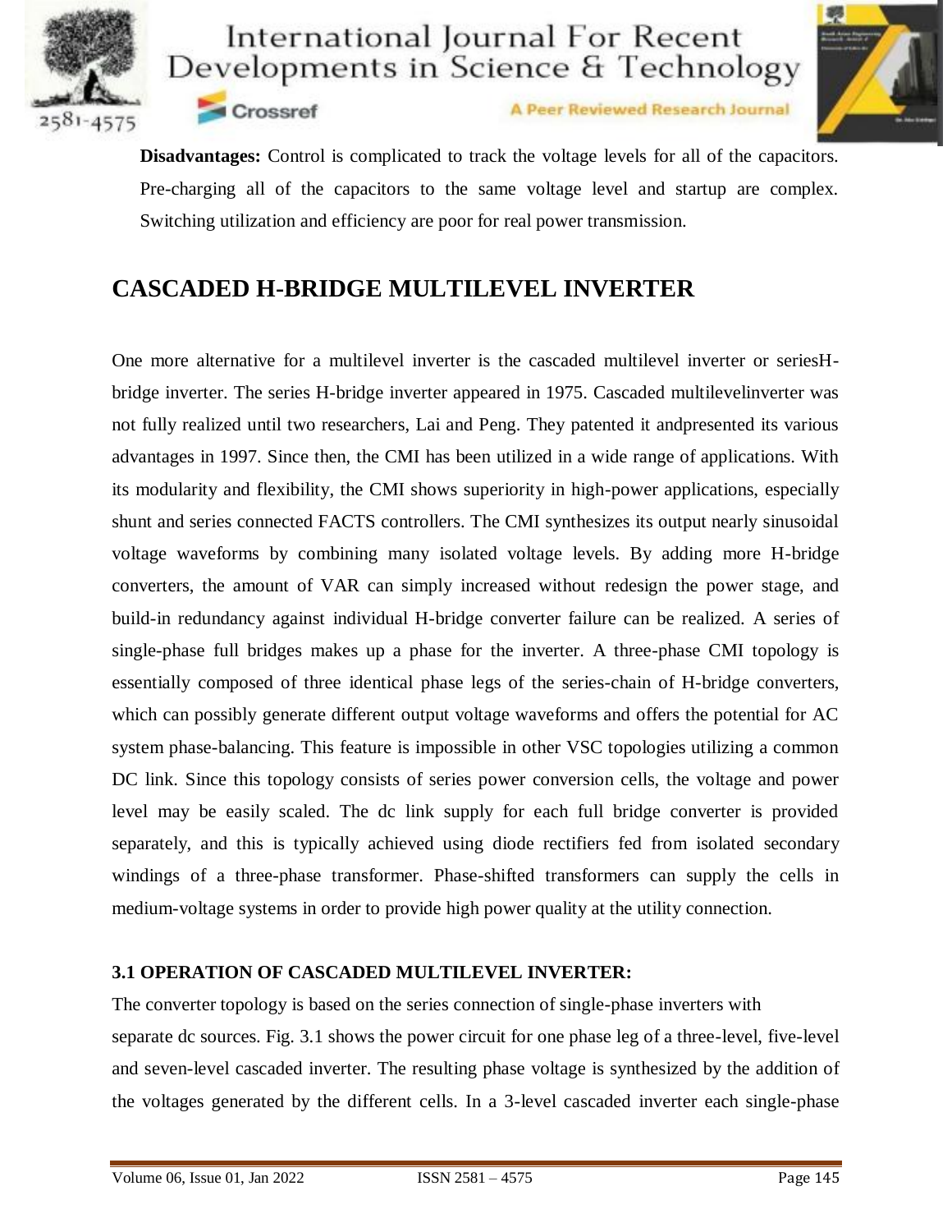**Disadvantages:** Control is complicated to track the voltage levels for all of the capacitors. Pre-charging all of the capacitors to the same voltage level and startup are complex. Switching utilization and efficiency are poor for real power transmission.

# CASCADED H-BRIDGE MULTILEVEL INVERTER

One more alternative for a multilevel inverter is the cascaded multilevel inverter or seriesH-bridge inverter. The series H-bridge inverter appeared in 1975. Cascaded multilevelinverter was not fully realized until two researchers, Lai and Peng. They patented it andpresented its various advantages in 1997. Since then, the CMI has been utilized in a wide range of applications. With its modularity and flexibility, the CMI shows superiority in high-power applications, especially shunt and series connected FACTS controllers. The CMI synthesizes its output nearly sinusoidal voltage waveforms by combining many isolated voltage levels. By adding more H-bridge converters, the amount of VAR can simply increased without redesign the power stage, and build-in redundancy against individual H-bridge converter failure can be realized. A series of single-phase full bridges makes up a phase for the inverter. A three-phase CMI topology is essentially composed of three identical phase legs of the series-chain of H-bridge converters, which can possibly generate different output voltage waveforms and offers the potential for AC system phase-balancing. This feature is impossible in other VSC topologies utilizing a common DC link. Since this topology consists of series power conversion cells, the voltage and power level may be easily scaled. The dc link supply for each full bridge converter is provided separately, and this is typically achieved using diode rectifiers fed from isolated secondary windings of a three-phase transformer. Phase-shifted transformers can supply the cells in medium-voltage systems in order to provide high power quality at the utility connection.

### 3.1 OPERATION OF CASCADED MULTILEVEL INVERTER:

The converter topology is based on the series connection of single-phase inverters with separate dc sources. Fig. 3.1 shows the power circuit for one phase leg of a three-level, five-level and seven-level cascaded inverter. The resulting phase voltage is synthesized by the addition of the voltages generated by the different cells. In a 3-level cascaded inverter each single-phase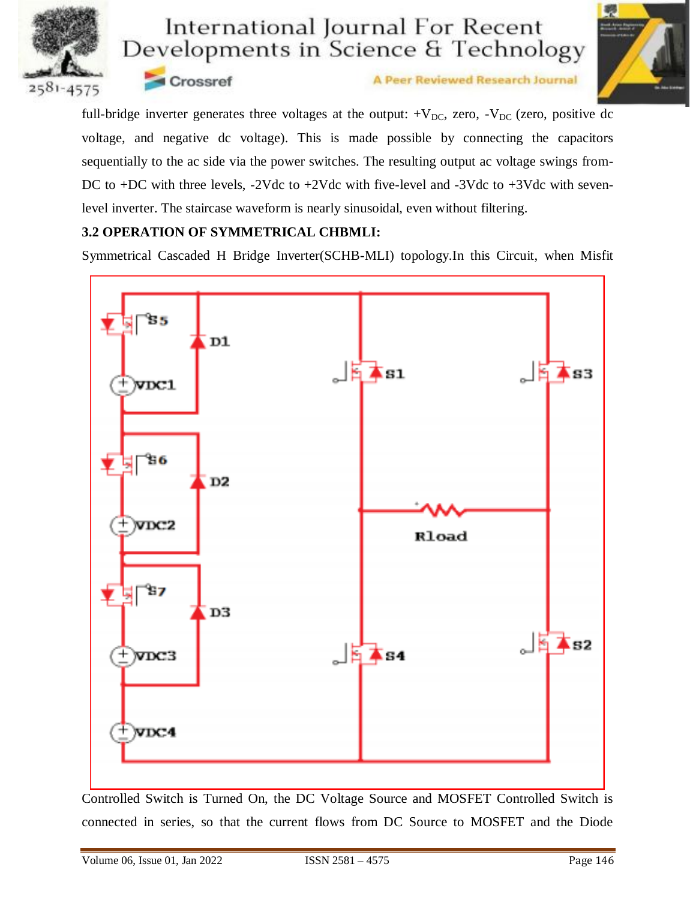full-bridge inverter generates three voltages at the output: $+V_{DC}$, zero, $-V_{DC}$ (zero, positive dc voltage, and negative dc voltage). This is made possible by connecting the capacitors sequentially to the ac side via the power switches. The resulting output ac voltage swings from-DC to +DC with three levels, -2Vdc to +2Vdc with five-level and -3Vdc to +3Vdc with seven-level inverter. The staircase waveform is nearly sinusoidal, even without filtering.

### 3.2 OPERATION OF SYMMETRICAL CHBMLI:

Symmetrical Cascaded H Bridge Inverter(SCHB-MLI) topology.In this Circuit, when Misfit Controlled Switch is Turned On, the DC Voltage Source and MOSFET Controlled Switch is connected in series, so that the current flows from DC Source to MOSFET and the Diode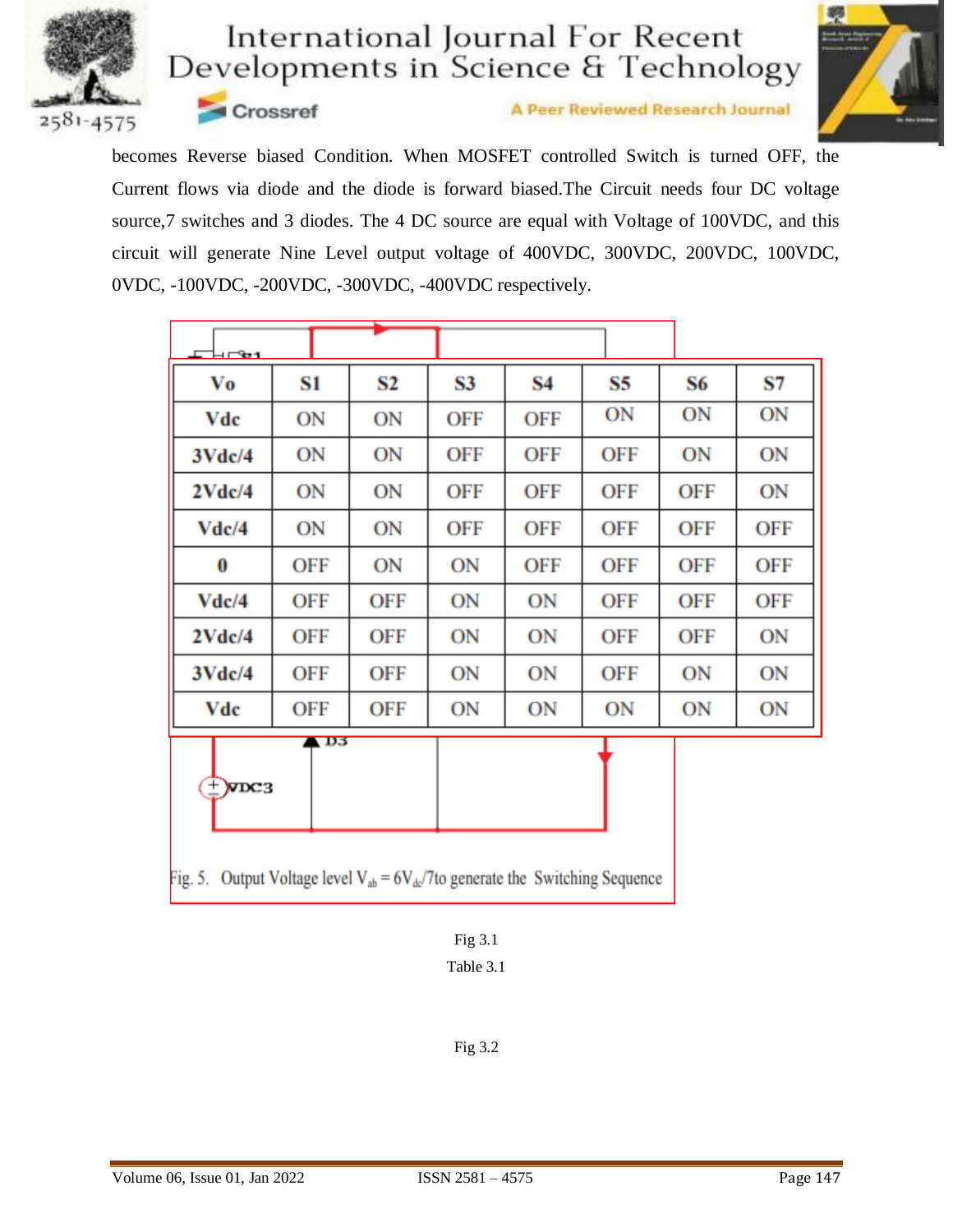becomes Reverse biased Condition. When MOSFET controlled Switch is turned OFF, the Current flows via diode and the diode is forward biased.The Circuit needs four DC voltage source,7 switches and 3 diodes. The 4 DC source are equal with Voltage of 100VDC, and this circuit will generate Nine Level output voltage of 400VDC, 300VDC, 200VDC, 100VDC, 0VDC, -100VDC, -200VDC, -300VDC, -400VDC respectively.

| Vo | S1 | S2 | S3 | S4 | S5 | S6 | S7 |
|---|---|---|---|---|---|---|---|
| Vdc | ON | ON | OFF | OFF | ON | ON | ON |
| 3Vdc/4 | ON | ON | OFF | OFF | OFF | ON | ON |
| 2Vdc/4 | ON | ON | OFF | OFF | OFF | OFF | ON |
| Vdc/4 | ON | ON | OFF | OFF | OFF | OFF | OFF |
| 0 | OFF | ON | ON | OFF | OFF | OFF | OFF |
| Vdc/4 | OFF | OFF | ON | ON | OFF | OFF | OFF |
| 2Vdc/4 | OFF | OFF | ON | ON | OFF | OFF | ON |
| 3Vdc/4 | OFF | OFF | ON | ON | OFF | ON | ON |
| Vdc | OFF | OFF | ON | ON | ON | ON | ON |

Fig. 5. Output Voltage level $V_{ab} = 6V_{dc}/7$to generate the Switching Sequence

Fig 3.1

Table 3.1

Fig 3.2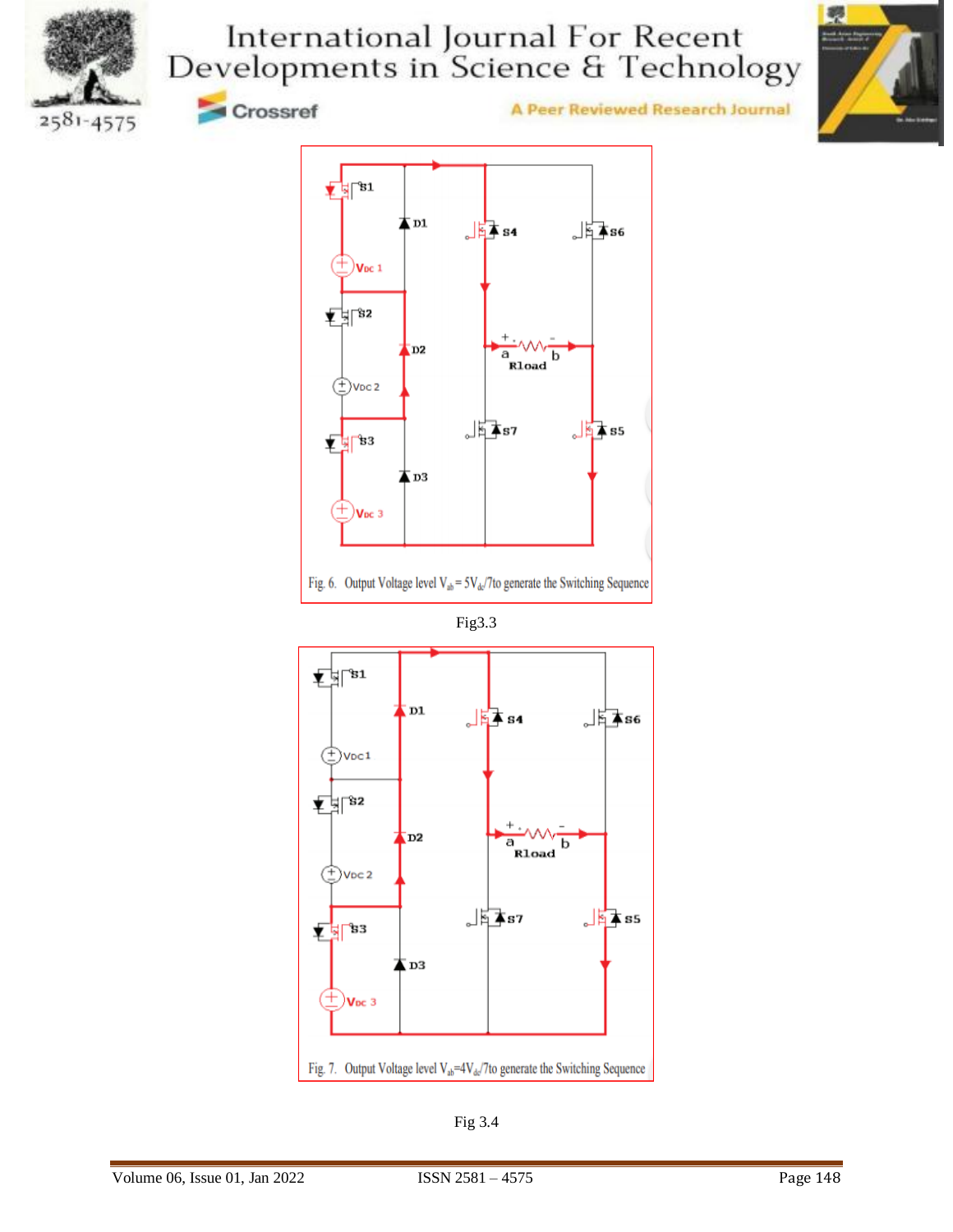Fig. 6. Output Voltage level $V_{ab} = 5V_{dc}/7$to generate the Switching Sequence

Fig3.3

Fig. 7. Output Voltage level $V_{ab}=4V_{dc}/7$to generate the Switching Sequence

Fig 3.4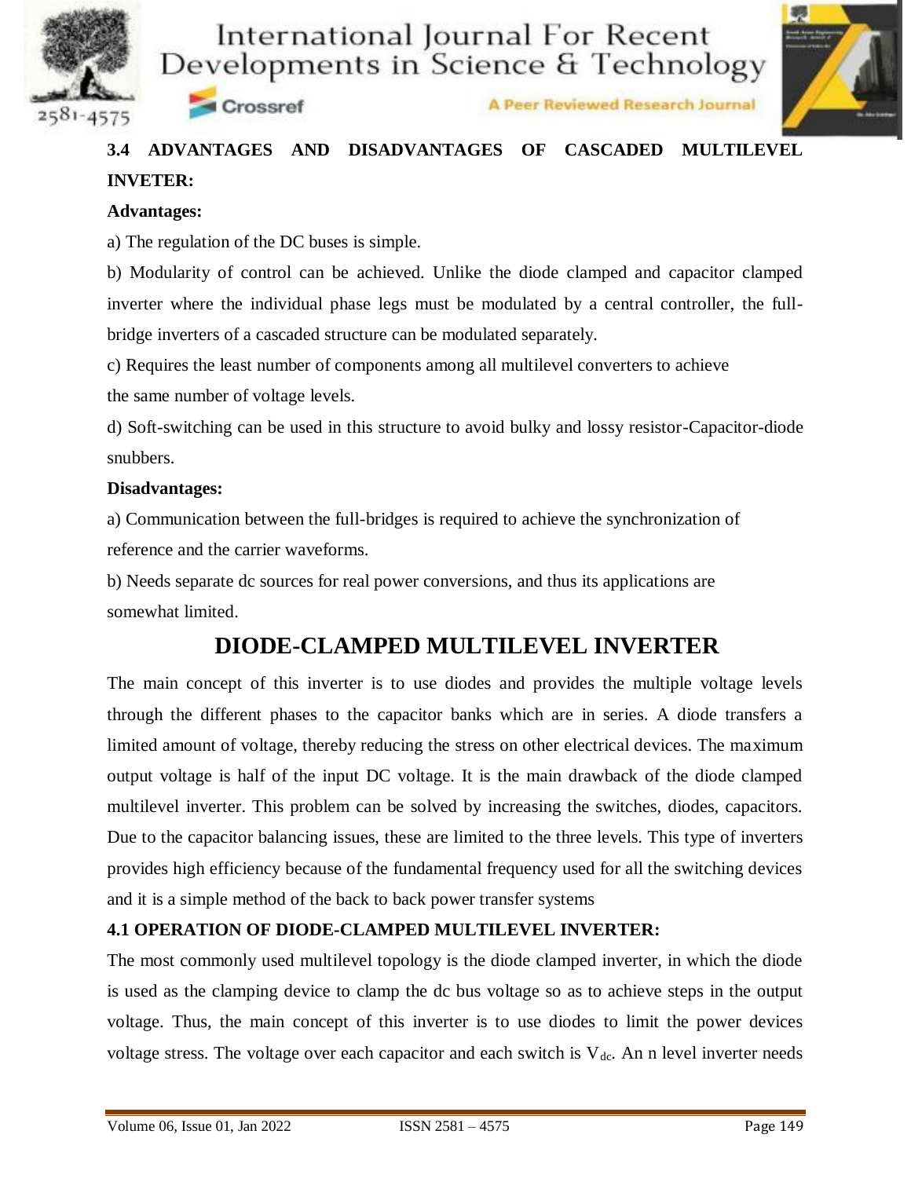### 3.4 ADVANTAGES AND DISADVANTAGES OF CASCADED MULTILEVEL INVETER:

**Advantages:**

a) The regulation of the DC buses is simple.

b) Modularity of control can be achieved. Unlike the diode clamped and capacitor clamped inverter where the individual phase legs must be modulated by a central controller, the full-bridge inverters of a cascaded structure can be modulated separately.

c) Requires the least number of components among all multilevel converters to achieve the same number of voltage levels.

d) Soft-switching can be used in this structure to avoid bulky and lossy resistor-Capacitor-diode snubbers.

**Disadvantages:**

a) Communication between the full-bridges is required to achieve the synchronization of reference and the carrier waveforms.

b) Needs separate dc sources for real power conversions, and thus its applications are somewhat limited.

## DIODE-CLAMPED MULTILEVEL INVERTER

The main concept of this inverter is to use diodes and provides the multiple voltage levels through the different phases to the capacitor banks which are in series. A diode transfers a limited amount of voltage, thereby reducing the stress on other electrical devices. The maximum output voltage is half of the input DC voltage. It is the main drawback of the diode clamped multilevel inverter. This problem can be solved by increasing the switches, diodes, capacitors. Due to the capacitor balancing issues, these are limited to the three levels. This type of inverters provides high efficiency because of the fundamental frequency used for all the switching devices and it is a simple method of the back to back power transfer systems

### 4.1 OPERATION OF DIODE-CLAMPED MULTILEVEL INVERTER:

The most commonly used multilevel topology is the diode clamped inverter, in which the diode is used as the clamping device to clamp the dc bus voltage so as to achieve steps in the output voltage. Thus, the main concept of this inverter is to use diodes to limit the power devices voltage stress. The voltage over each capacitor and each switch is $V_{dc}$. An n level inverter needs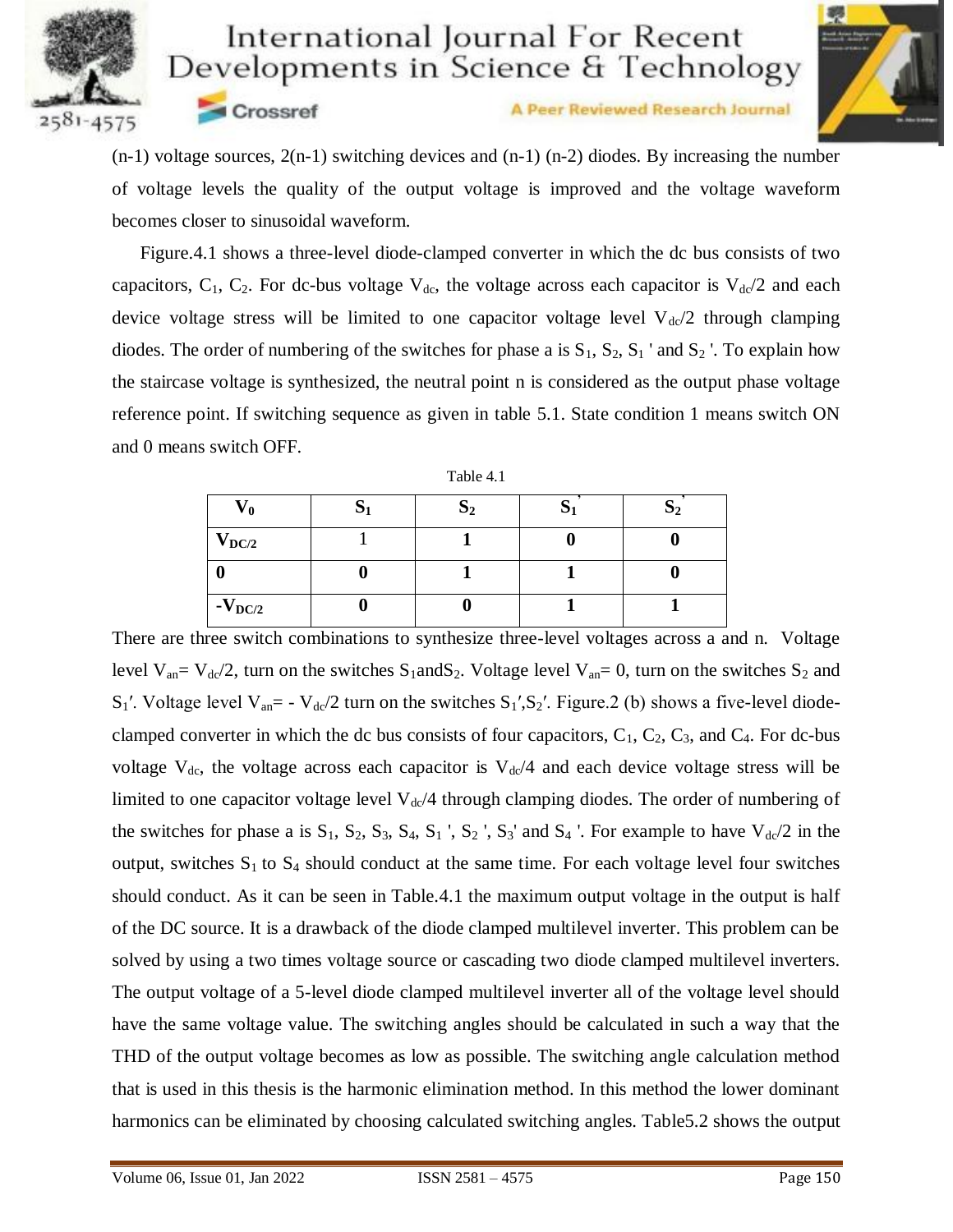(n-1) voltage sources, 2(n-1) switching devices and (n-1) (n-2) diodes. By increasing the number of voltage levels the quality of the output voltage is improved and the voltage waveform becomes closer to sinusoidal waveform.

Figure.4.1 shows a three-level diode-clamped converter in which the dc bus consists of two capacitors, $C_1$, $C_2$. For dc-bus voltage $V_{dc}$, the voltage across each capacitor is $V_{dc}/2$ and each device voltage stress will be limited to one capacitor voltage level $V_{dc}/2$ through clamping diodes. The order of numbering of the switches for phase a is $S_1$, $S_2$, $S_1$ ' and $S_2$ '. To explain how the staircase voltage is synthesized, the neutral point n is considered as the output phase voltage reference point. If switching sequence as given in table 5.1. State condition 1 means switch ON and 0 means switch OFF.

Table 4.1

| $V_0$ | $S_1$ | $S_2$ | $S_1'$ | $S_2'$ |
|---|---|---|---|---|
| $V_{DC/2}$ | 1 | 1 | 0 | 0 |
| 0 | 0 | 1 | 1 | 0 |
| $-V_{DC/2}$ | 0 | 0 | 1 | 1 |

There are three switch combinations to synthesize three-level voltages across a and n. Voltage level $V_{an}= V_{dc}/2$, turn on the switches $S_1$and$S_2$. Voltage level $V_{an}= 0$, turn on the switches $S_2$ and $S_1'$. Voltage level $V_{an}= - V_{dc}/2$ turn on the switches $S_1'$,$S_2'$. Figure.2 (b) shows a five-level diode-clamped converter in which the dc bus consists of four capacitors, $C_1$, $C_2$, $C_3$, and $C_4$. For dc-bus voltage $V_{dc}$, the voltage across each capacitor is $V_{dc}/4$ and each device voltage stress will be limited to one capacitor voltage level $V_{dc}/4$ through clamping diodes. The order of numbering of the switches for phase a is $S_1$, $S_2$, $S_3$, $S_4$, $S_1$ ', $S_2$ ', $S_3$' and $S_4$ '. For example to have $V_{dc}/2$ in the output, switches $S_1$ to $S_4$ should conduct at the same time. For each voltage level four switches should conduct. As it can be seen in Table.4.1 the maximum output voltage in the output is half of the DC source. It is a drawback of the diode clamped multilevel inverter. This problem can be solved by using a two times voltage source or cascading two diode clamped multilevel inverters. The output voltage of a 5-level diode clamped multilevel inverter all of the voltage level should have the same voltage value. The switching angles should be calculated in such a way that the THD of the output voltage becomes as low as possible. The switching angle calculation method that is used in this thesis is the harmonic elimination method. In this method the lower dominant harmonics can be eliminated by choosing calculated switching angles. Table5.2 shows the output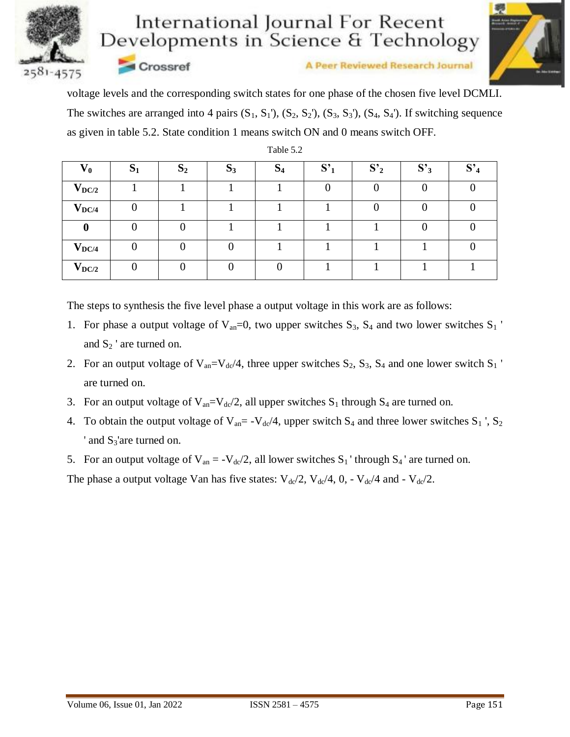voltage levels and the corresponding switch states for one phase of the chosen five level DCMLI. The switches are arranged into 4 pairs ($S_1$, $S_1'$), ($S_2$, $S_2'$), ($S_3$, $S_3'$), ($S_4$, $S_4'$). If switching sequence as given in table 5.2. State condition 1 means switch ON and 0 means switch OFF.

Table 5.2

| $V_0$ | $S_1$ | $S_2$ | $S_3$ | $S_4$ | $S'_1$ | $S'_2$ | $S'_3$ | $S'_4$ |
|---|---|---|---|---|---|---|---|---|
| $V_{DC/2}$ | 1 | 1 | 1 | 1 | 0 | 0 | 0 | 0 |
| $V_{DC/4}$ | 0 | 1 | 1 | 1 | 1 | 0 | 0 | 0 |
| **0** | 0 | 0 | 1 | 1 | 1 | 1 | 0 | 0 |
| $V_{DC/4}$ | 0 | 0 | 0 | 1 | 1 | 1 | 1 | 0 |
| $V_{DC/2}$ | 0 | 0 | 0 | 0 | 1 | 1 | 1 | 1 |

The steps to synthesis the five level phase a output voltage in this work are as follows:

1. For phase a output voltage of $V_{an}=0$, two upper switches $S_3$, $S_4$ and two lower switches $S_1$ ' and $S_2$ ' are turned on.
2. For an output voltage of $V_{an}=V_{dc}/4$, three upper switches $S_2$, $S_3$, $S_4$ and one lower switch $S_1$ ' are turned on.
3. For an output voltage of $V_{an}=V_{dc}/2$, all upper switches $S_1$ through $S_4$ are turned on.
4. To obtain the output voltage of $V_{an}= -V_{dc}/4$, upper switch $S_4$ and three lower switches $S_1$ ', $S_2$ ' and $S_3$'are turned on.
5. For an output voltage of $V_{an} = -V_{dc}/2$, all lower switches $S_1$ ' through $S_4$ ' are turned on.

The phase a output voltage Van has five states: $V_{dc}/2$, $V_{dc}/4$, 0, - $V_{dc}/4$ and - $V_{dc}/2$.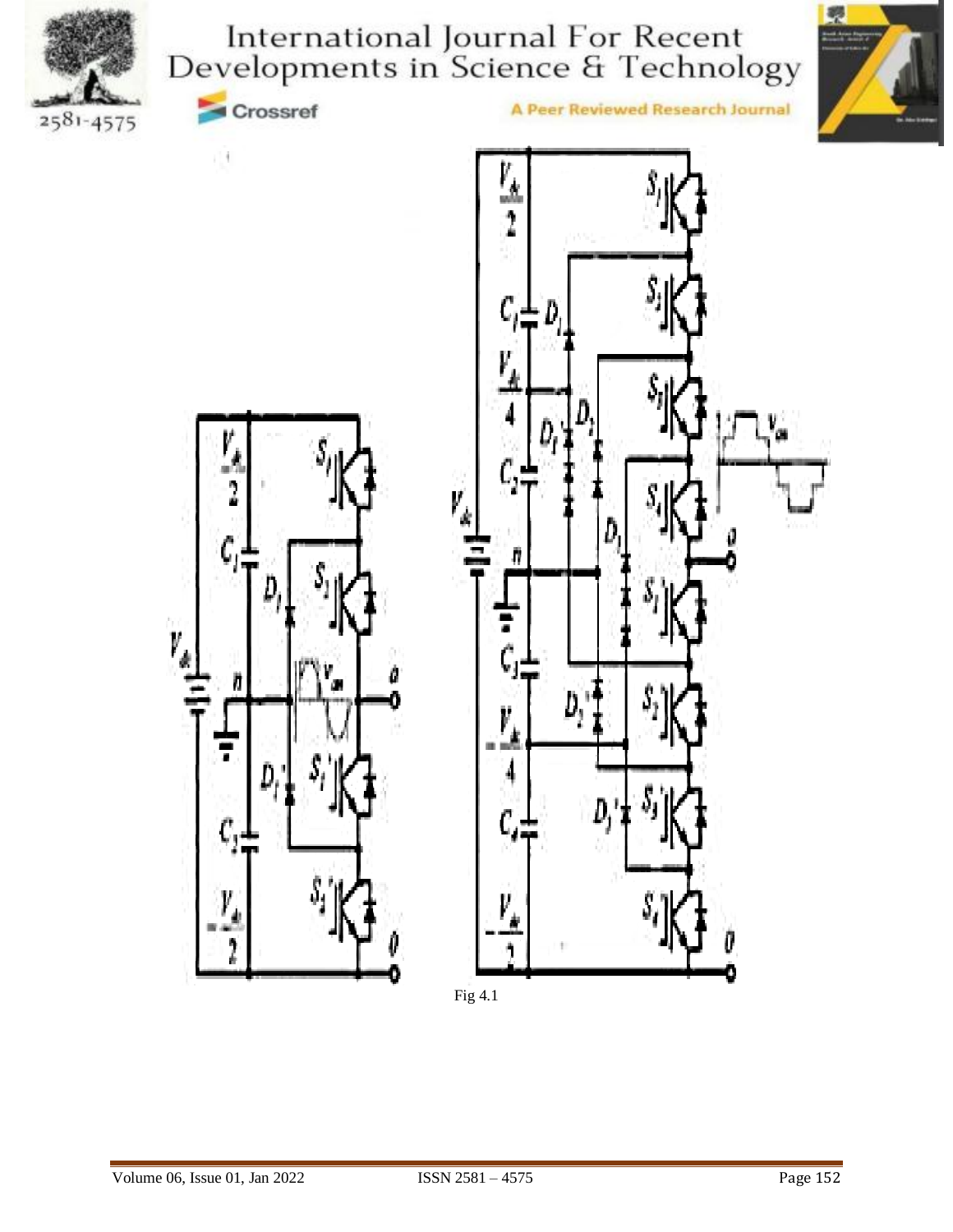Fig 4.1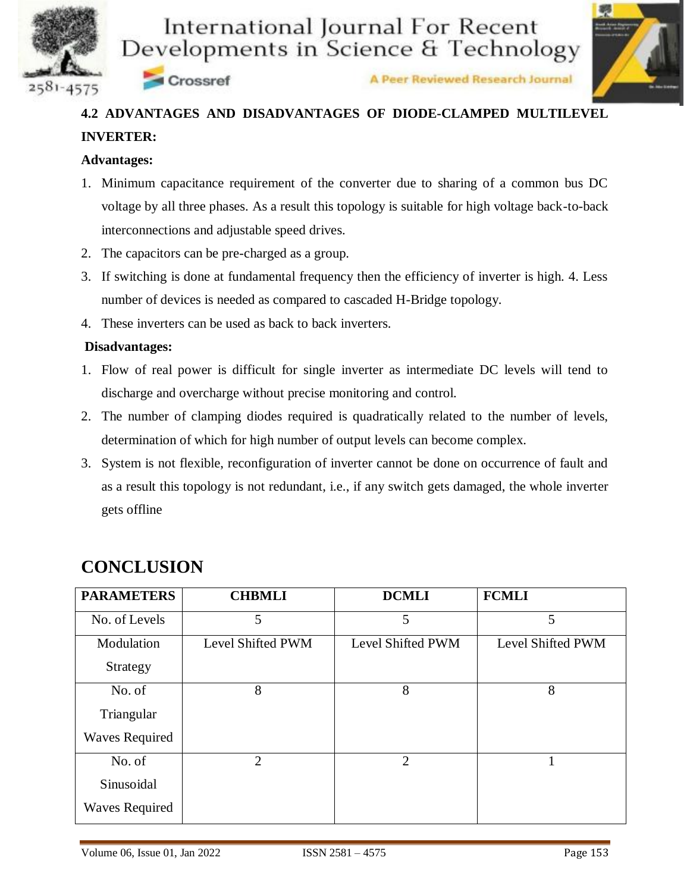### 4.2 ADVANTAGES AND DISADVANTAGES OF DIODE-CLAMPED MULTILEVEL INVERTER:

**Advantages:**

1. Minimum capacitance requirement of the converter due to sharing of a common bus DC voltage by all three phases. As a result this topology is suitable for high voltage back-to-back interconnections and adjustable speed drives.
2. The capacitors can be pre-charged as a group.
3. If switching is done at fundamental frequency then the efficiency of inverter is high. 4. Less number of devices is needed as compared to cascaded H-Bridge topology.
4. These inverters can be used as back to back inverters.

**Disadvantages:**

1. Flow of real power is difficult for single inverter as intermediate DC levels will tend to discharge and overcharge without precise monitoring and control.
2. The number of clamping diodes required is quadratically related to the number of levels, determination of which for high number of output levels can become complex.
3. System is not flexible, reconfiguration of inverter cannot be done on occurrence of fault and as a result this topology is not redundant, i.e., if any switch gets damaged, the whole inverter gets offline

## CONCLUSION

| PARAMETERS | CHBMLI | DCMLI | FCMLI |
|---|---|---|---|
| No. of Levels | 5 | 5 | 5 |
| Modulation Strategy | Level Shifted PWM | Level Shifted PWM | Level Shifted PWM |
| No. of Triangular Waves Required | 8 | 8 | 8 |
| No. of Sinusoidal Waves Required | 2 | 2 | 1 |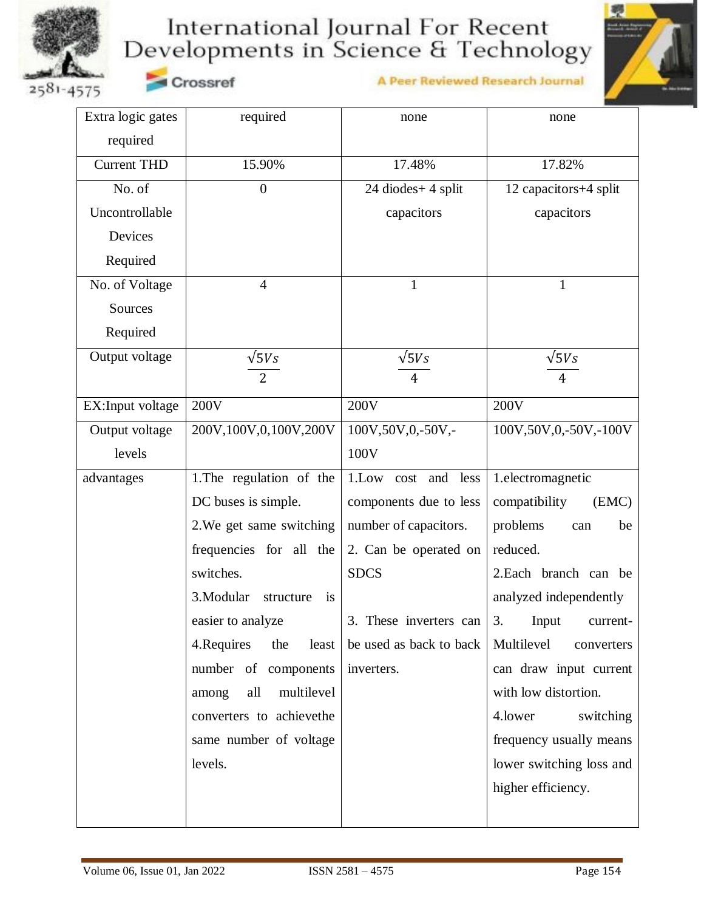| Extra logic gates required | required | none | none |
|---|---|---|---|
| Current THD | 15.90% | 17.48% | 17.82% |
| No. of Uncontrollable Devices Required | 0 | 24 diodes+ 4 split capacitors | 12 capacitors+4 split capacitors |
| No. of Voltage Sources Required | 4 | 1 | 1 |
| Output voltage | $\frac{\sqrt{5}Vs}{2}$ | $\frac{\sqrt{5}Vs}{4}$ | $\frac{\sqrt{5}Vs}{4}$ |
| EX:Input voltage | 200V | 200V | 200V |
| Output voltage levels | 200V,100V,0,100V,200V | 100V,50V,0,-50V,-100V | 100V,50V,0,-50V,-100V |
| advantages | 1.The regulation of the DC buses is simple.<br>2.We get same switching frequencies for all the switches.<br>3.Modular structure is easier to analyze<br>4.Requires the least number of components among all multilevel converters to achievethe same number of voltage levels. | 1.Low cost and less components due to less number of capacitors.<br>2. Can be operated on SDCS<br>3. These inverters can be used as back to back inverters. | 1.electromagnetic compatibility (EMC) problems can be reduced.<br>2.Each branch can be analyzed independently<br>3. Input current- Multilevel converters can draw input current with low distortion.<br>4.lower switching frequency usually means lower switching loss and higher efficiency. |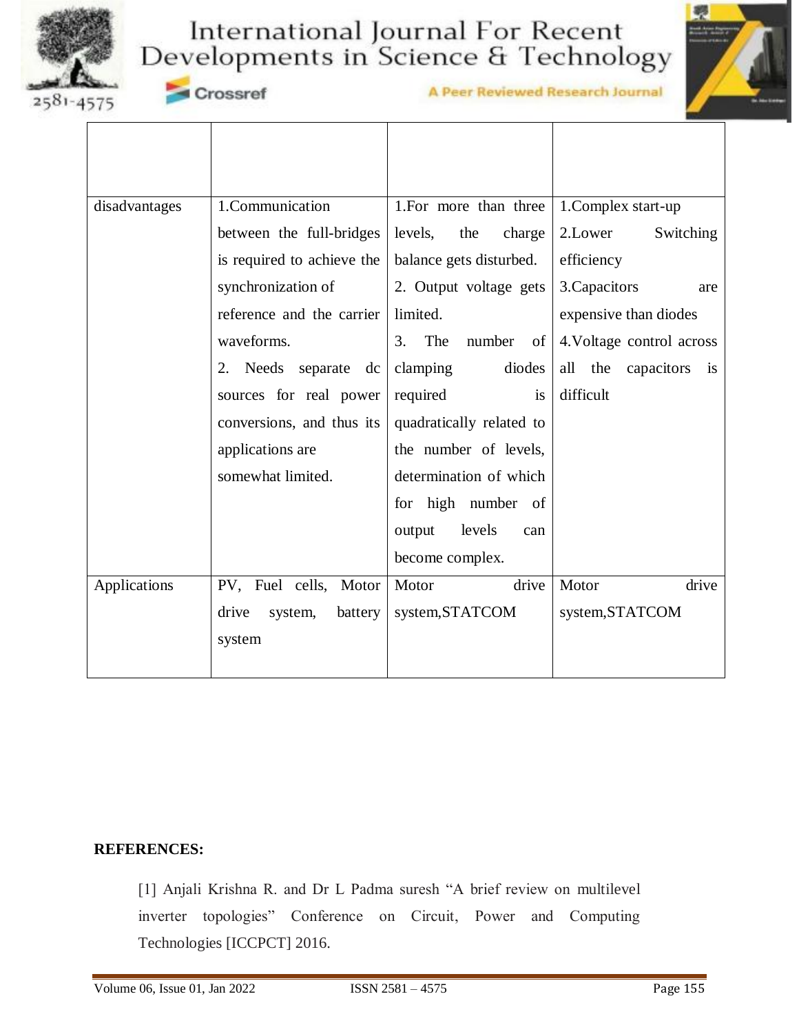| | | | |
|---|---|---|---|
| disadvantages | 1.Communication between the full-bridges is required to achieve the synchronization of reference and the carrier waveforms.<br>2. Needs separate dc sources for real power conversions, and thus its applications are somewhat limited. | 1.For more than three levels, the charge balance gets disturbed.<br>2. Output voltage gets limited.<br>3. The number of clamping diodes required is quadratically related to the number of levels, determination of which for high number of output levels can become complex. | 1.Complex start-up<br>2.Lower Switching efficiency<br>3.Capacitors are expensive than diodes<br>4.Voltage control across all the capacitors is difficult |
| Applications | PV, Fuel cells, Motor drive system, battery system | Motor drive system,STATCOM | Motor drive system,STATCOM |

**REFERENCES:**

[1] Anjali Krishna R. and Dr L Padma suresh "A brief review on multilevel inverter topologies" Conference on Circuit, Power and Computing Technologies [ICCPCT] 2016.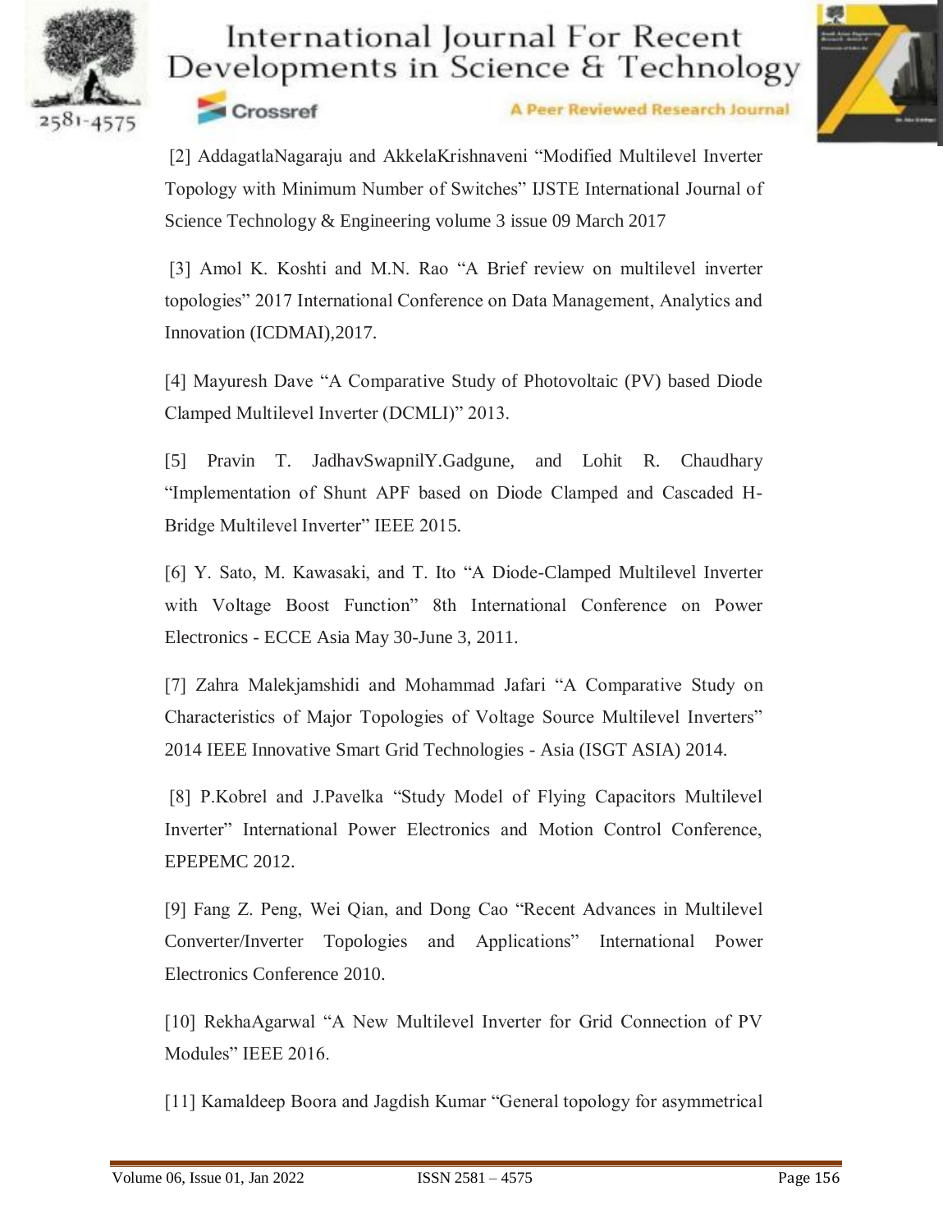[2] AddagatlaNagaraju and AkkelaKrishnaveni "Modified Multilevel Inverter Topology with Minimum Number of Switches" IJSTE International Journal of Science Technology & Engineering volume 3 issue 09 March 2017

[3] Amol K. Koshti and M.N. Rao "A Brief review on multilevel inverter topologies" 2017 International Conference on Data Management, Analytics and Innovation (ICDMAI),2017.

[4] Mayuresh Dave "A Comparative Study of Photovoltaic (PV) based Diode Clamped Multilevel Inverter (DCMLI)" 2013.

[5] Pravin T. JadhavSwapnilY.Gadgune, and Lohit R. Chaudhary "Implementation of Shunt APF based on Diode Clamped and Cascaded H-Bridge Multilevel Inverter" IEEE 2015.

[6] Y. Sato, M. Kawasaki, and T. Ito "A Diode-Clamped Multilevel Inverter with Voltage Boost Function" 8th International Conference on Power Electronics - ECCE Asia May 30-June 3, 2011.

[7] Zahra Malekjamshidi and Mohammad Jafari "A Comparative Study on Characteristics of Major Topologies of Voltage Source Multilevel Inverters" 2014 IEEE Innovative Smart Grid Technologies - Asia (ISGT ASIA) 2014.

[8] P.Kobrel and J.Pavelka "Study Model of Flying Capacitors Multilevel Inverter" International Power Electronics and Motion Control Conference, EPEPEMC 2012.

[9] Fang Z. Peng, Wei Qian, and Dong Cao "Recent Advances in Multilevel Converter/Inverter Topologies and Applications" International Power Electronics Conference 2010.

[10] RekhaAgarwal "A New Multilevel Inverter for Grid Connection of PV Modules" IEEE 2016.

[11] Kamaldeep Boora and Jagdish Kumar "General topology for asymmetrical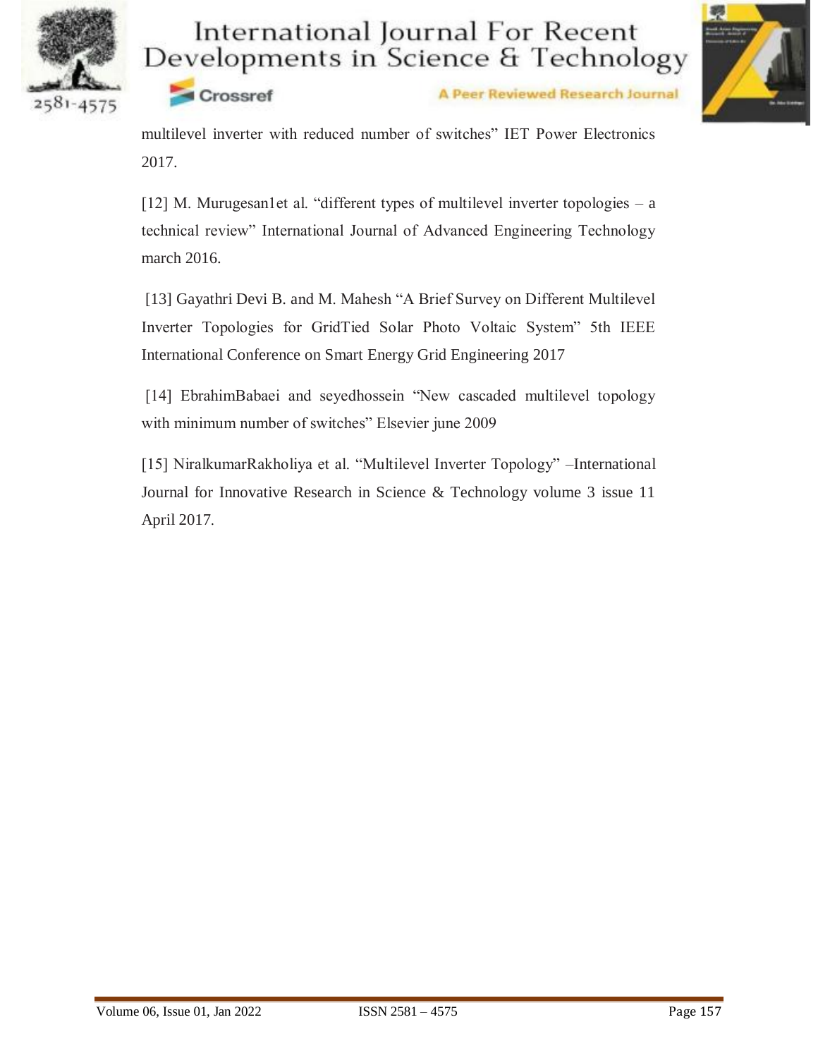multilevel inverter with reduced number of switches" IET Power Electronics 2017.

[12] M. Murugesan1et al. "different types of multilevel inverter topologies – a technical review" International Journal of Advanced Engineering Technology march 2016.

[13] Gayathri Devi B. and M. Mahesh "A Brief Survey on Different Multilevel Inverter Topologies for GridTied Solar Photo Voltaic System" 5th IEEE International Conference on Smart Energy Grid Engineering 2017

[14] EbrahimBabaei and seyedhossein "New cascaded multilevel topology with minimum number of switches" Elsevier june 2009

[15] NiralkumarRakholiya et al. "Multilevel Inverter Topology" –International Journal for Innovative Research in Science & Technology volume 3 issue 11 April 2017.